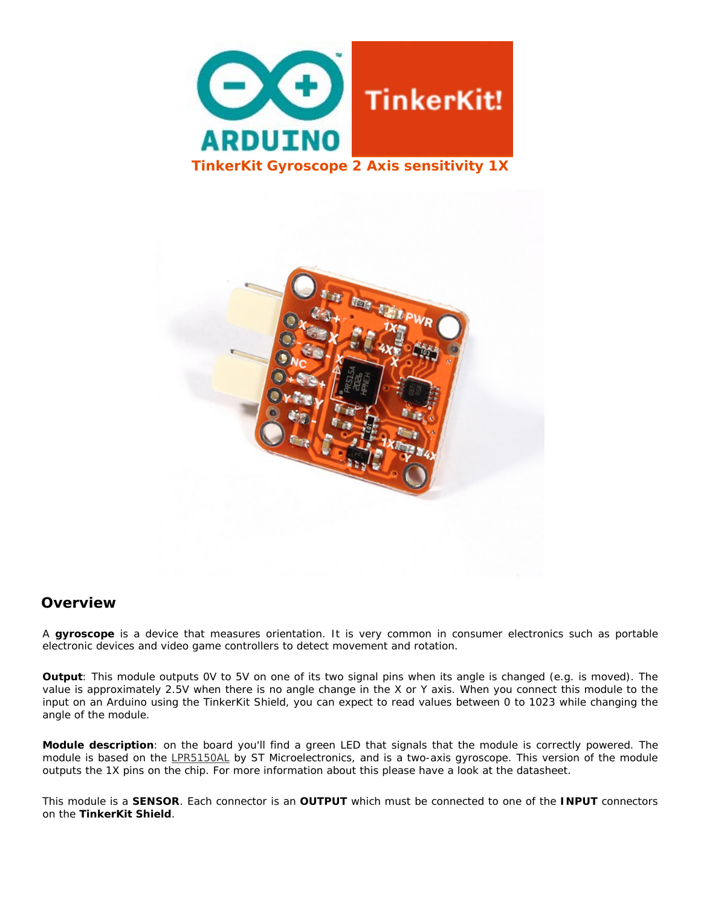# TinkerKit Gyroscope 2 Axis sensitivity 1X

## Overview

A **gyroscope** is a device that measures orientation. It is very common in consumer electronics such as portable electronic devices and video game controllers to detect movement and rotation.

**Output**: This module outputs 0V to 5V on one of its two signal pins when its angle is changed (e.g. is moved). The value is approximately 2.5V when there is no angle change in the X or Y axis. When you connect this module to the input on an Arduino using the TinkerKit Shield, you can expect to read values between 0 to 1023 while changing the angle of the module.

**Module description**: on the board you'll find a green LED that signals that the module is correctly powered. The module is based on the LPR5150AL by ST Microelectronics, and is a two-axis gyroscope. This version of the module outputs the 1X pins on the chip. For more information about this please have a look at the datasheet.

This module is a **SENSOR**. Each connector is an **OUTPUT** which must be connected to one of the **INPUT** connectors on the **TinkerKit Shield**.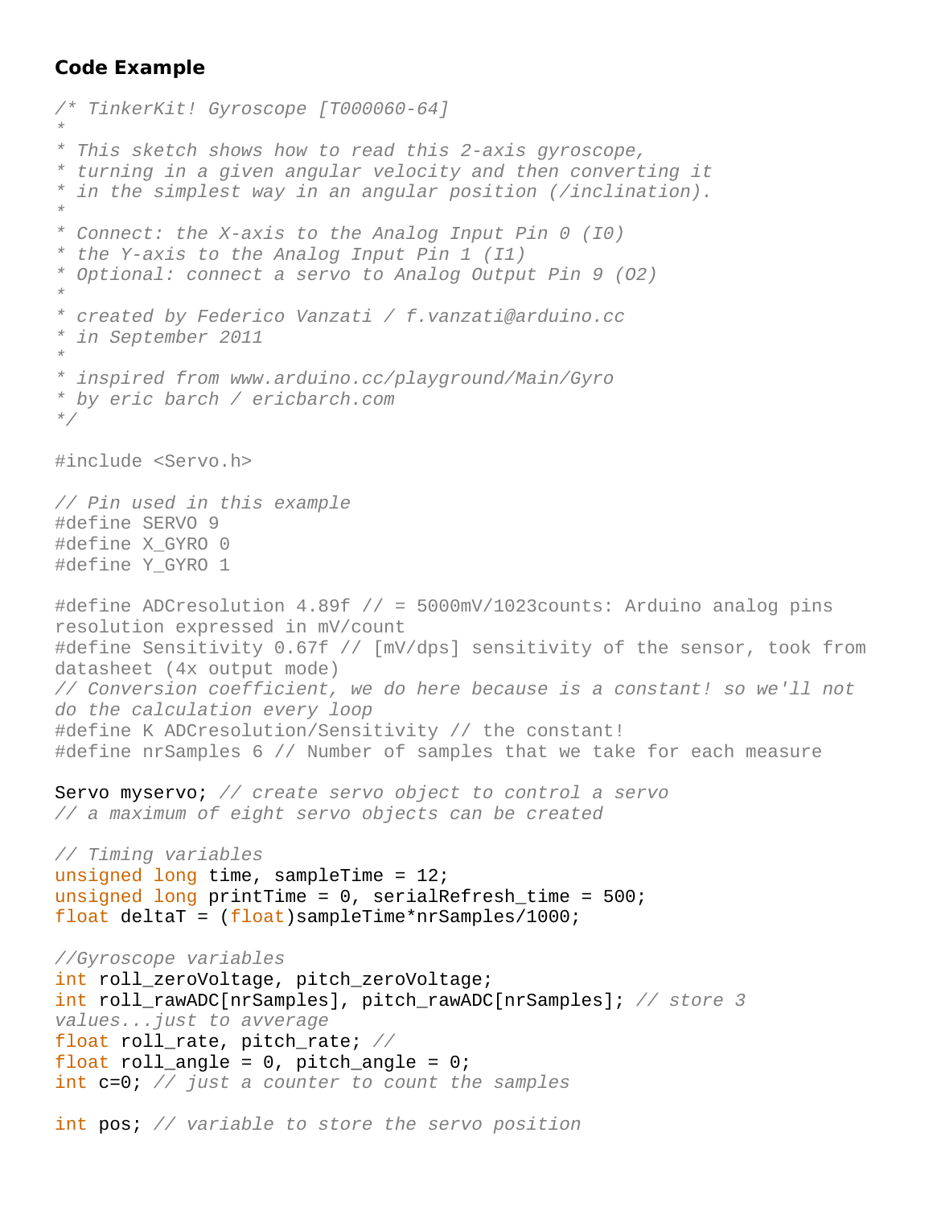### Code Example

```
/* TinkerKit! Gyroscope [T000060-64]
*
* This sketch shows how to read this 2-axis gyroscope,
* turning in a given angular velocity and then converting it
* in the simplest way in an angular position (/inclination).
*
* Connect: the X-axis to the Analog Input Pin 0 (I0)
* the Y-axis to the Analog Input Pin 1 (I1)
* Optional: connect a servo to Analog Output Pin 9 (O2)
*
* created by Federico Vanzati / f.vanzati@arduino.cc
* in September 2011
*
* inspired from www.arduino.cc/playground/Main/Gyro
* by eric barch / ericbarch.com
*/

#include <Servo.h>

// Pin used in this example
#define SERVO 9
#define X_GYRO 0
#define Y_GYRO 1

#define ADCresolution 4.89f // = 5000mV/1023counts: Arduino analog pins
resolution expressed in mV/count
#define Sensitivity 0.67f // [mV/dps] sensitivity of the sensor, took from
datasheet (4x output mode)
// Conversion coefficient, we do here because is a constant! so we'll not
do the calculation every loop
#define K ADCresolution/Sensitivity // the constant!
#define nrSamples 6 // Number of samples that we take for each measure

Servo myservo; // create servo object to control a servo
// a maximum of eight servo objects can be created

// Timing variables
unsigned long time, sampleTime = 12;
unsigned long printTime = 0, serialRefresh_time = 500;
float deltaT = (float)sampleTime*nrSamples/1000;

//Gyroscope variables
int roll_zeroVoltage, pitch_zeroVoltage;
int roll_rawADC[nrSamples], pitch_rawADC[nrSamples]; // store 3
values...just to avverage
float roll_rate, pitch_rate; //
float roll_angle = 0, pitch_angle = 0;
int c=0; // just a counter to count the samples

int pos; // variable to store the servo position
```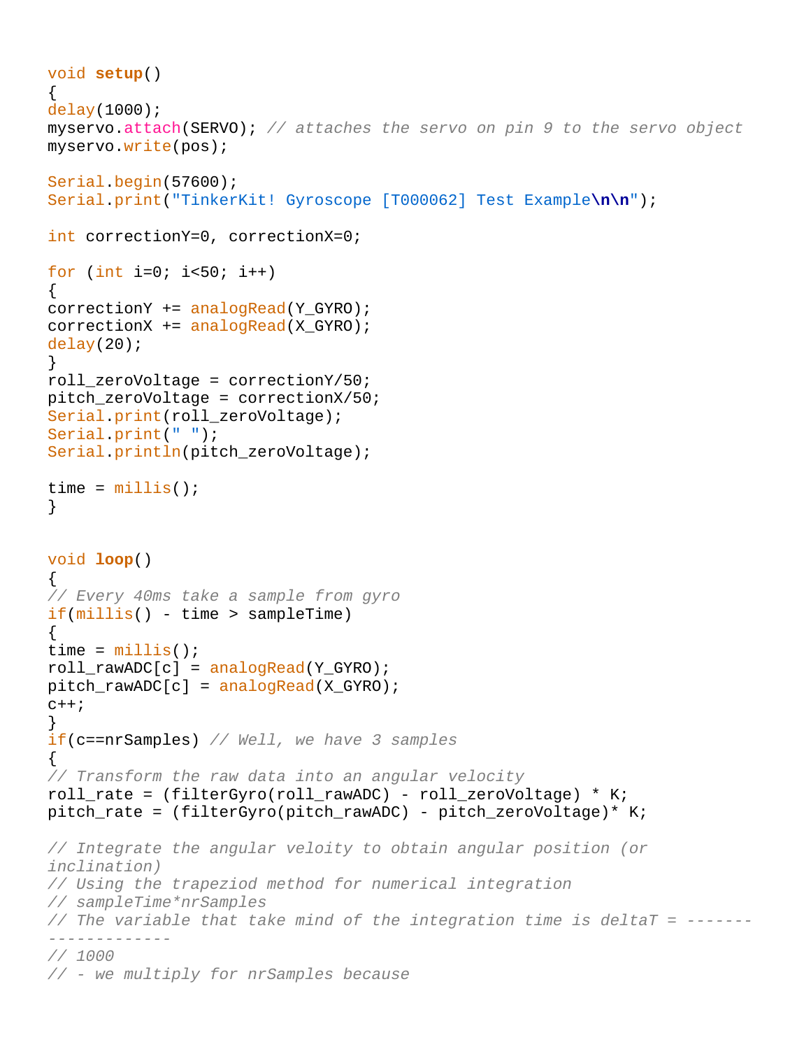```
void setup()
{
delay(1000);
myservo.attach(SERVO); // attaches the servo on pin 9 to the servo object
myservo.write(pos);

Serial.begin(57600);
Serial.print("TinkerKit! Gyroscope [T000062] Test Example\n\n");

int correctionY=0, correctionX=0;

for (int i=0; i<50; i++)
{
correctionY += analogRead(Y_GYRO);
correctionX += analogRead(X_GYRO);
delay(20);
}
roll_zeroVoltage = correctionY/50;
pitch_zeroVoltage = correctionX/50;
Serial.print(roll_zeroVoltage);
Serial.print(" ");
Serial.println(pitch_zeroVoltage);

time = millis();
}


void loop()
{
// Every 40ms take a sample from gyro
if(millis() - time > sampleTime)
{
time = millis();
roll_rawADC[c] = analogRead(Y_GYRO);
pitch_rawADC[c] = analogRead(X_GYRO);
c++;
}
if(c==nrSamples) // Well, we have 3 samples
{
// Transform the raw data into an angular velocity
roll_rate = (filterGyro(roll_rawADC) - roll_zeroVoltage) * K;
pitch_rate = (filterGyro(pitch_rawADC) - pitch_zeroVoltage)* K;

// Integrate the angular veloity to obtain angular position (or
inclination)
// Using the trapeziod method for numerical integration
// sampleTime*nrSamples
// The variable that take mind of the integration time is deltaT = -------
-------------
// 1000
// - we multiply for nrSamples because
```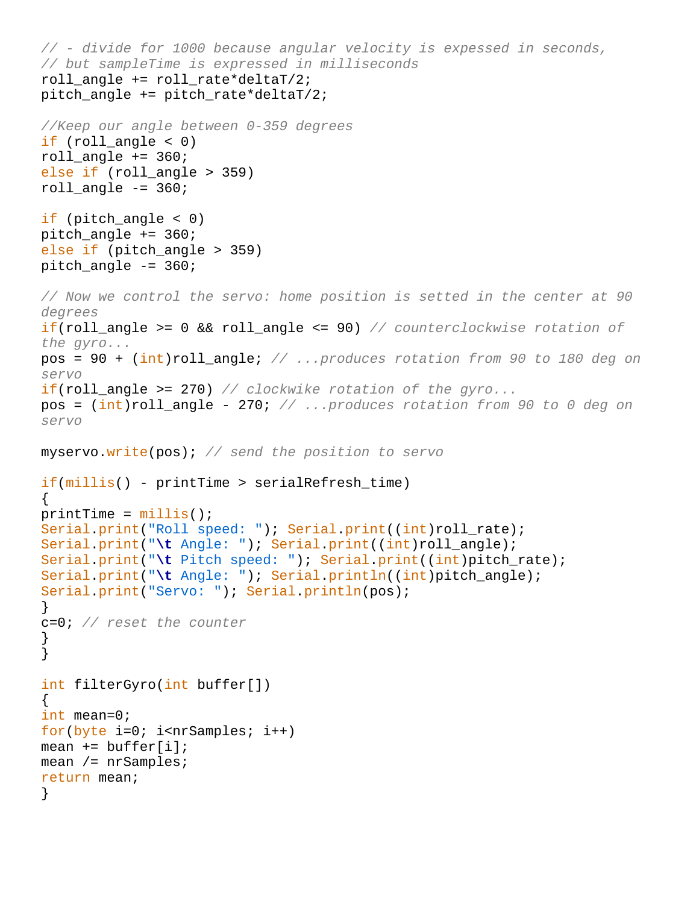```
// - divide for 1000 because angular velocity is expessed in seconds,
// but sampleTime is expressed in milliseconds
roll_angle += roll_rate*deltaT/2;
pitch_angle += pitch_rate*deltaT/2;

//Keep our angle between 0-359 degrees
if (roll_angle < 0)
roll_angle += 360;
else if (roll_angle > 359)
roll_angle -= 360;

if (pitch_angle < 0)
pitch_angle += 360;
else if (pitch_angle > 359)
pitch_angle -= 360;

// Now we control the servo: home position is setted in the center at 90
degrees
if(roll_angle >= 0 && roll_angle <= 90) // counterclockwise rotation of
the gyro...
pos = 90 + (int)roll_angle; // ...produces rotation from 90 to 180 deg on
servo
if(roll_angle >= 270) // clockwike rotation of the gyro...
pos = (int)roll_angle - 270; // ...produces rotation from 90 to 0 deg on
servo

myservo.write(pos); // send the position to servo

if(millis() - printTime > serialRefresh_time)
{
printTime = millis();
Serial.print("Roll speed: "); Serial.print((int)roll_rate);
Serial.print("\t Angle: "); Serial.print((int)roll_angle);
Serial.print("\t Pitch speed: "); Serial.print((int)pitch_rate);
Serial.print("\t Angle: "); Serial.println((int)pitch_angle);
Serial.print("Servo: "); Serial.println(pos);
}
c=0; // reset the counter
}
}

int filterGyro(int buffer[])
{
int mean=0;
for(byte i=0; i<nrSamples; i++)
mean += buffer[i];
mean /= nrSamples;
return mean;
}
```